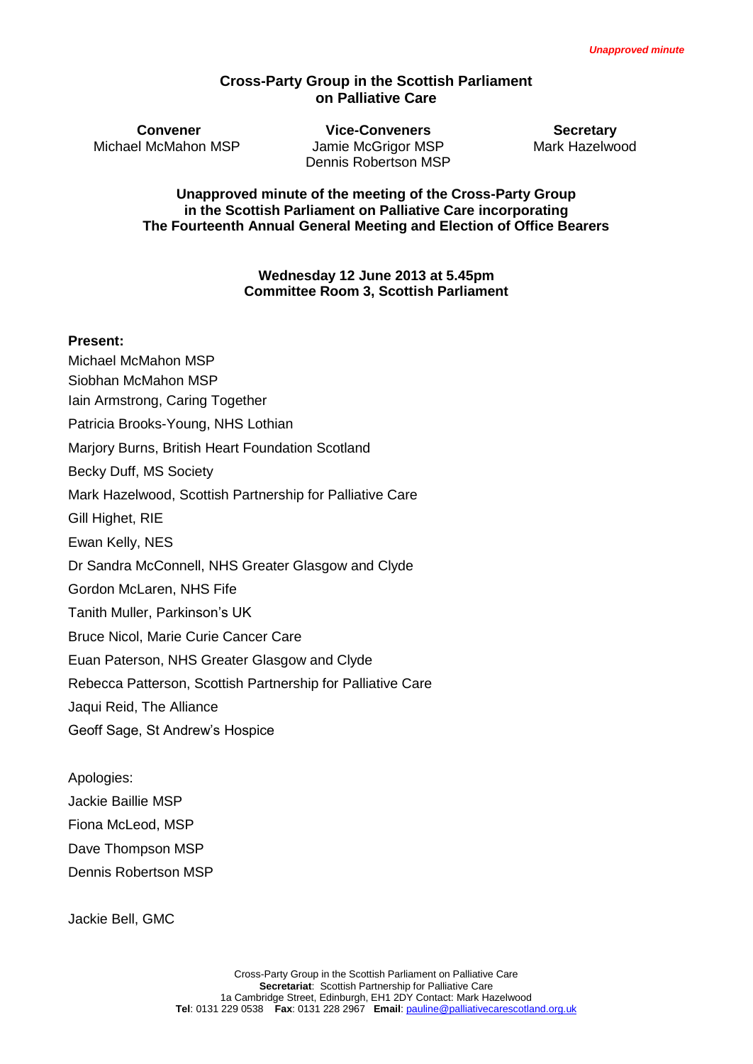*Unapproved minute*

**Cross-Party Group in the Scottish Parliament on Palliative Care**

| Convener | Vice-Conveners | Secretary |
|---|---|---|
| Michael McMahon MSP | Jamie McGrigor MSP<br>Dennis Robertson MSP | Mark Hazelwood |

**Unapproved minute of the meeting of the Cross-Party Group in the Scottish Parliament on Palliative Care incorporating The Fourteenth Annual General Meeting and Election of Office Bearers**

**Wednesday 12 June 2013 at 5.45pm**
**Committee Room 3, Scottish Parliament**

**Present:**

Michael McMahon MSP
Siobhan McMahon MSP
Iain Armstrong, Caring Together
Patricia Brooks-Young, NHS Lothian
Marjory Burns, British Heart Foundation Scotland
Becky Duff, MS Society
Mark Hazelwood, Scottish Partnership for Palliative Care
Gill Highet, RIE
Ewan Kelly, NES
Dr Sandra McConnell, NHS Greater Glasgow and Clyde
Gordon McLaren, NHS Fife
Tanith Muller, Parkinson's UK
Bruce Nicol, Marie Curie Cancer Care
Euan Paterson, NHS Greater Glasgow and Clyde
Rebecca Patterson, Scottish Partnership for Palliative Care
Jaqui Reid, The Alliance
Geoff Sage, St Andrew's Hospice

Apologies:

Jackie Baillie MSP
Fiona McLeod, MSP
Dave Thompson MSP
Dennis Robertson MSP

Jackie Bell, GMC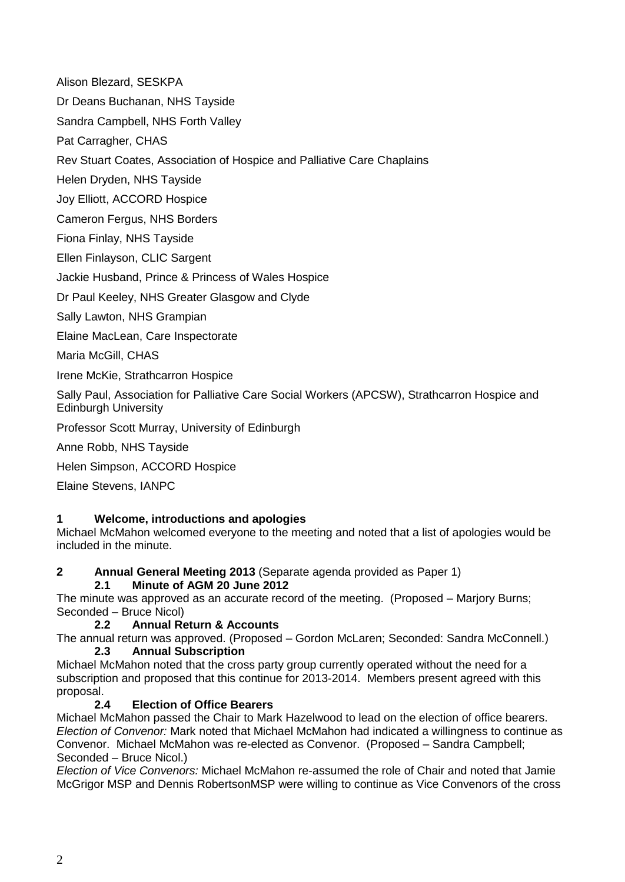Alison Blezard, SESKPA

Dr Deans Buchanan, NHS Tayside

Sandra Campbell, NHS Forth Valley

Pat Carragher, CHAS

Rev Stuart Coates, Association of Hospice and Palliative Care Chaplains

Helen Dryden, NHS Tayside

Joy Elliott, ACCORD Hospice

Cameron Fergus, NHS Borders

Fiona Finlay, NHS Tayside

Ellen Finlayson, CLIC Sargent

Jackie Husband, Prince & Princess of Wales Hospice

Dr Paul Keeley, NHS Greater Glasgow and Clyde

Sally Lawton, NHS Grampian

Elaine MacLean, Care Inspectorate

Maria McGill, CHAS

Irene McKie, Strathcarron Hospice

Sally Paul, Association for Palliative Care Social Workers (APCSW), Strathcarron Hospice and Edinburgh University

Professor Scott Murray, University of Edinburgh

Anne Robb, NHS Tayside

Helen Simpson, ACCORD Hospice

Elaine Stevens, IANPC

## 1 Welcome, introductions and apologies

Michael McMahon welcomed everyone to the meeting and noted that a list of apologies would be included in the minute.

## 2 Annual General Meeting 2013 (Separate agenda provided as Paper 1)

### 2.1 Minute of AGM 20 June 2012

The minute was approved as an accurate record of the meeting. (Proposed – Marjory Burns; Seconded – Bruce Nicol)

### 2.2 Annual Return & Accounts

The annual return was approved. (Proposed – Gordon McLaren; Seconded: Sandra McConnell.)

### 2.3 Annual Subscription

Michael McMahon noted that the cross party group currently operated without the need for a subscription and proposed that this continue for 2013-2014. Members present agreed with this proposal.

### 2.4 Election of Office Bearers

Michael McMahon passed the Chair to Mark Hazelwood to lead on the election of office bearers.

*Election of Convenor:* Mark noted that Michael McMahon had indicated a willingness to continue as Convenor. Michael McMahon was re-elected as Convenor. (Proposed – Sandra Campbell; Seconded – Bruce Nicol.)

*Election of Vice Convenors:* Michael McMahon re-assumed the role of Chair and noted that Jamie McGrigor MSP and Dennis RobertsonMSP were willing to continue as Vice Convenors of the cross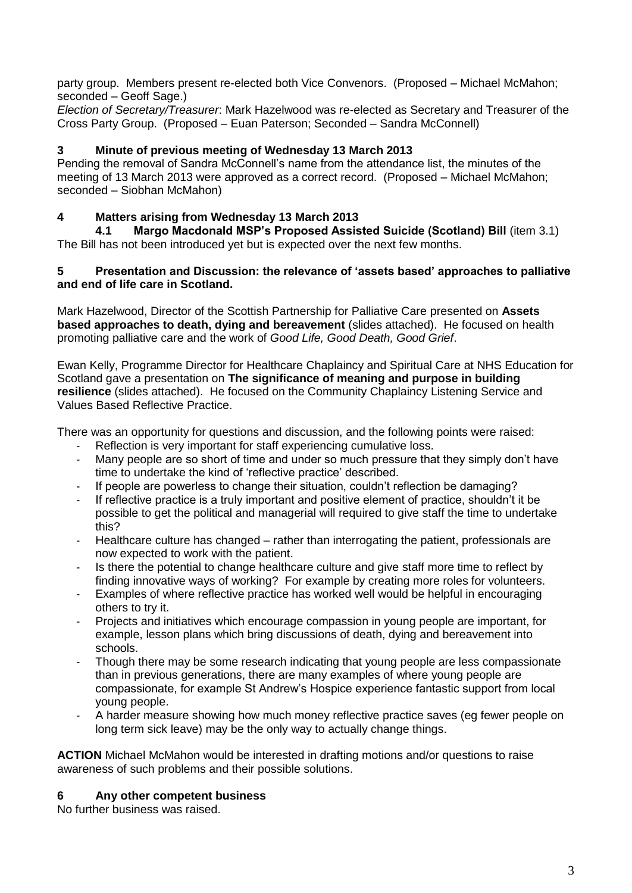party group. Members present re-elected both Vice Convenors. (Proposed – Michael McMahon; seconded – Geoff Sage.)

*Election of Secretary/Treasurer*: Mark Hazelwood was re-elected as Secretary and Treasurer of the Cross Party Group. (Proposed – Euan Paterson; Seconded – Sandra McConnell)

## 3 Minute of previous meeting of Wednesday 13 March 2013

Pending the removal of Sandra McConnell's name from the attendance list, the minutes of the meeting of 13 March 2013 were approved as a correct record. (Proposed – Michael McMahon; seconded – Siobhan McMahon)

## 4 Matters arising from Wednesday 13 March 2013

**4.1 Margo Macdonald MSP's Proposed Assisted Suicide (Scotland) Bill** (item 3.1)

The Bill has not been introduced yet but is expected over the next few months.

## 5 Presentation and Discussion: the relevance of 'assets based' approaches to palliative and end of life care in Scotland.

Mark Hazelwood, Director of the Scottish Partnership for Palliative Care presented on **Assets based approaches to death, dying and bereavement** (slides attached). He focused on health promoting palliative care and the work of *Good Life, Good Death, Good Grief*.

Ewan Kelly, Programme Director for Healthcare Chaplaincy and Spiritual Care at NHS Education for Scotland gave a presentation on **The significance of meaning and purpose in building resilience** (slides attached). He focused on the Community Chaplaincy Listening Service and Values Based Reflective Practice.

There was an opportunity for questions and discussion, and the following points were raised:

- Reflection is very important for staff experiencing cumulative loss.
- Many people are so short of time and under so much pressure that they simply don't have time to undertake the kind of 'reflective practice' described.
- If people are powerless to change their situation, couldn't reflection be damaging?
- If reflective practice is a truly important and positive element of practice, shouldn't it be possible to get the political and managerial will required to give staff the time to undertake this?
- Healthcare culture has changed – rather than interrogating the patient, professionals are now expected to work with the patient.
- Is there the potential to change healthcare culture and give staff more time to reflect by finding innovative ways of working? For example by creating more roles for volunteers.
- Examples of where reflective practice has worked well would be helpful in encouraging others to try it.
- Projects and initiatives which encourage compassion in young people are important, for example, lesson plans which bring discussions of death, dying and bereavement into schools.
- Though there may be some research indicating that young people are less compassionate than in previous generations, there are many examples of where young people are compassionate, for example St Andrew's Hospice experience fantastic support from local young people.
- A harder measure showing how much money reflective practice saves (eg fewer people on long term sick leave) may be the only way to actually change things.

**ACTION** Michael McMahon would be interested in drafting motions and/or questions to raise awareness of such problems and their possible solutions.

## 6 Any other competent business

No further business was raised.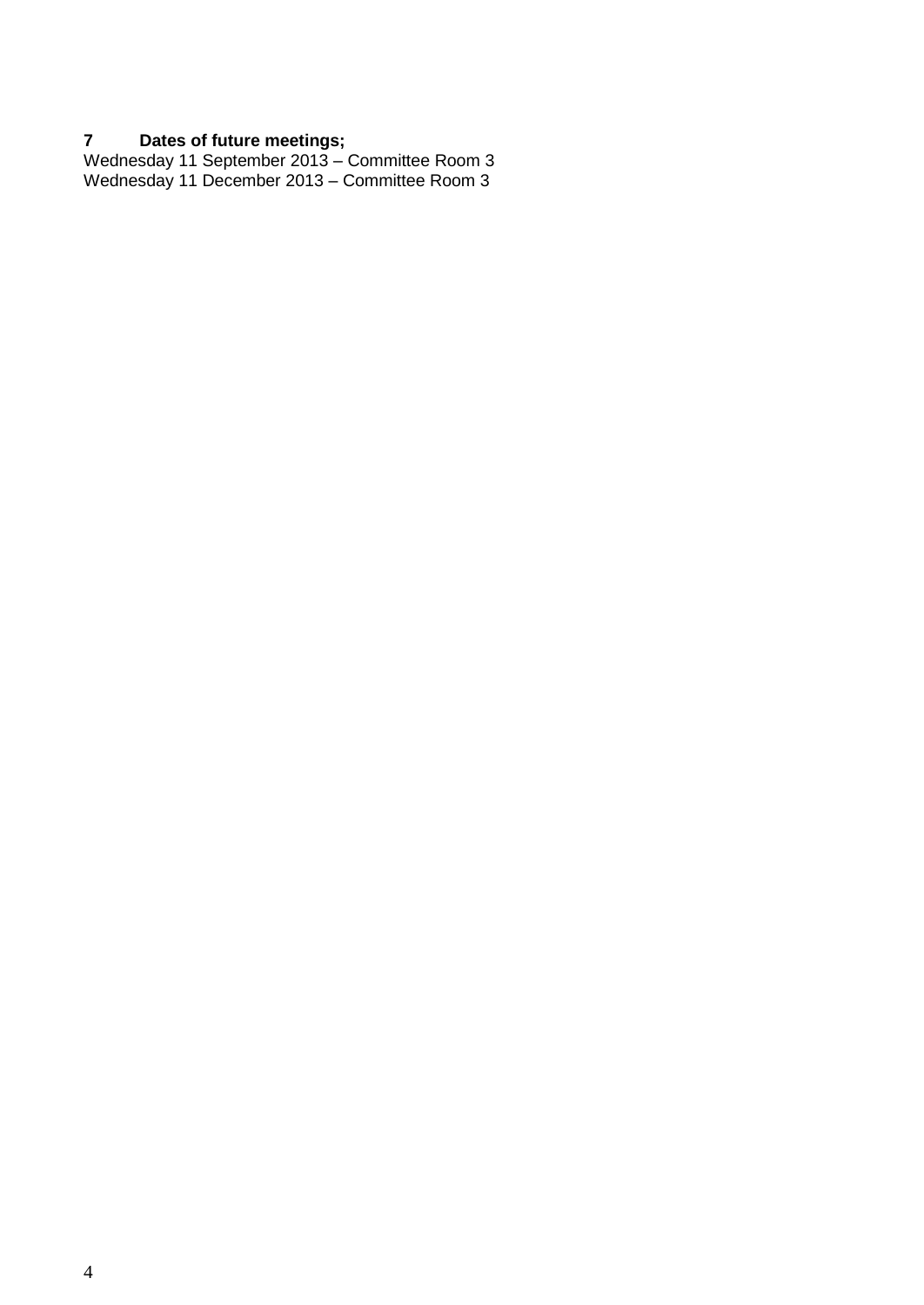**7 Dates of future meetings;**

Wednesday 11 September 2013 – Committee Room 3
Wednesday 11 December 2013 – Committee Room 3